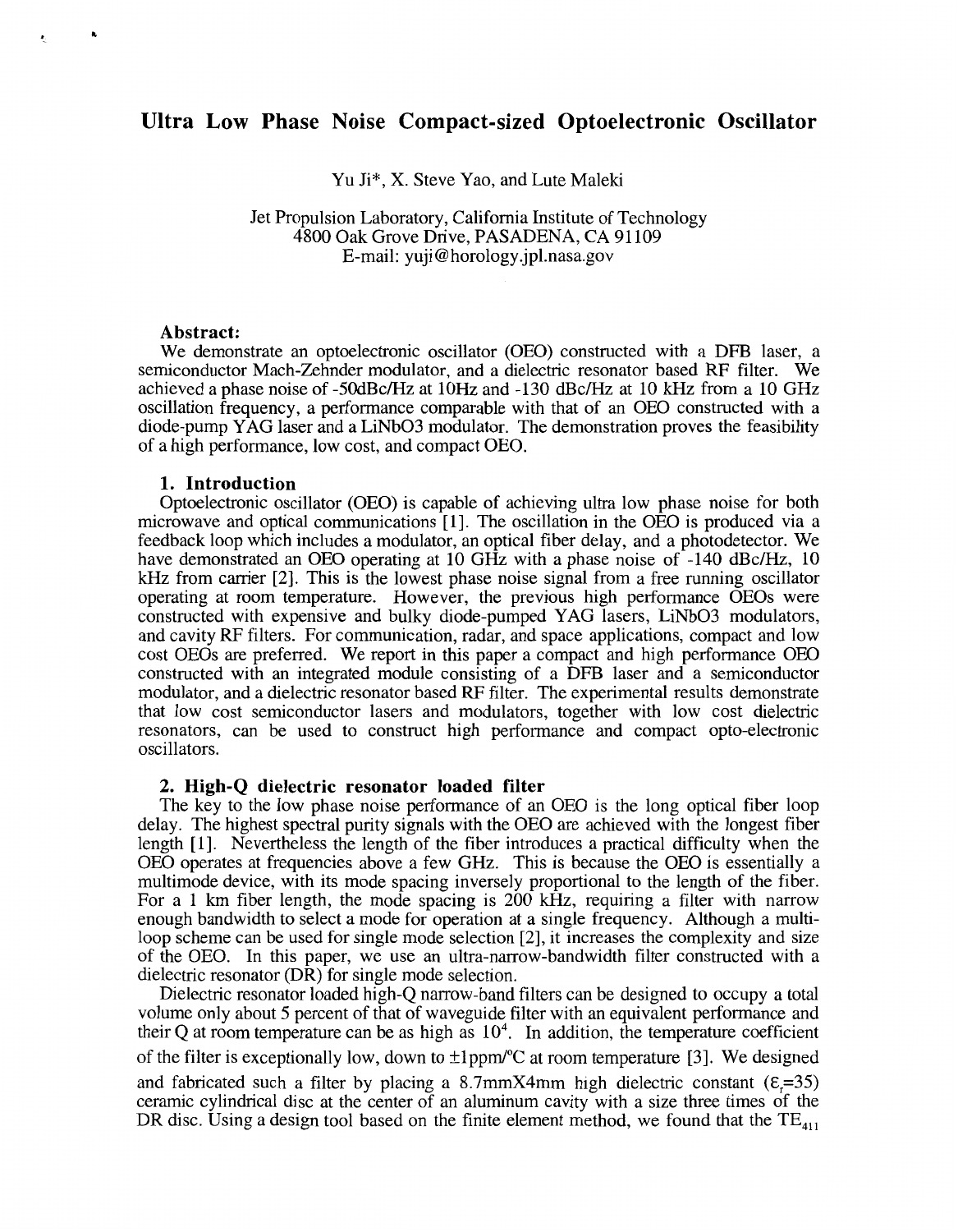# Ultra Low Phase Noise Compact-sized Optoelectronic Oscillator

Yu Ji*, X. Steve Yao, and Lute Maleki

Jet Propulsion Laboratory, California Institute of Technology
4800 Oak Grove Drive, PASADENA, CA 91109
E-mail: yuji@horology.jpl.nasa.gov

### Abstract:

We demonstrate an optoelectronic oscillator (OEO) constructed with a DFB laser, a semiconductor Mach-Zehnder modulator, and a dielectric resonator based RF filter. We achieved a phase noise of -50dBc/Hz at 10Hz and -130 dBc/Hz at 10 kHz from a 10 GHz oscillation frequency, a performance comparable with that of an OEO constructed with a diode-pump YAG laser and a LiNbO3 modulator. The demonstration proves the feasibility of a high performance, low cost, and compact OEO.

### 1. Introduction

Optoelectronic oscillator (OEO) is capable of achieving ultra low phase noise for both microwave and optical communications [1]. The oscillation in the OEO is produced via a feedback loop which includes a modulator, an optical fiber delay, and a photodetector. We have demonstrated an OEO operating at 10 GHz with a phase noise of -140 dBc/Hz, 10 kHz from carrier [2]. This is the lowest phase noise signal from a free running oscillator operating at room temperature. However, the previous high performance OEOs were constructed with expensive and bulky diode-pumped YAG lasers, LiNbO3 modulators, and cavity RF filters. For communication, radar, and space applications, compact and low cost OEOs are preferred. We report in this paper a compact and high performance OEO constructed with an integrated module consisting of a DFB laser and a semiconductor modulator, and a dielectric resonator based RF filter. The experimental results demonstrate that low cost semiconductor lasers and modulators, together with low cost dielectric resonators, can be used to construct high performance and compact opto-electronic oscillators.

### 2. High-Q dielectric resonator loaded filter

The key to the low phase noise performance of an OEO is the long optical fiber loop delay. The highest spectral purity signals with the OEO are achieved with the longest fiber length [1]. Nevertheless the length of the fiber introduces a practical difficulty when the OEO operates at frequencies above a few GHz. This is because the OEO is essentially a multimode device, with its mode spacing inversely proportional to the length of the fiber. For a 1 km fiber length, the mode spacing is 200 kHz, requiring a filter with narrow enough bandwidth to select a mode for operation at a single frequency. Although a multi-loop scheme can be used for single mode selection [2], it increases the complexity and size of the OEO. In this paper, we use an ultra-narrow-bandwidth filter constructed with a dielectric resonator (DR) for single mode selection.

Dielectric resonator loaded high-Q narrow-band filters can be designed to occupy a total volume only about 5 percent of that of waveguide filter with an equivalent performance and their Q at room temperature can be as high as $10^4$. In addition, the temperature coefficient of the filter is exceptionally low, down to $\pm 1$ppm/°C at room temperature [3]. We designed and fabricated such a filter by placing a 8.7mmX4mm high dielectric constant ($\varepsilon_r$=35) ceramic cylindrical disc at the center of an aluminum cavity with a size three times of the DR disc. Using a design tool based on the finite element method, we found that the $TE_{411}$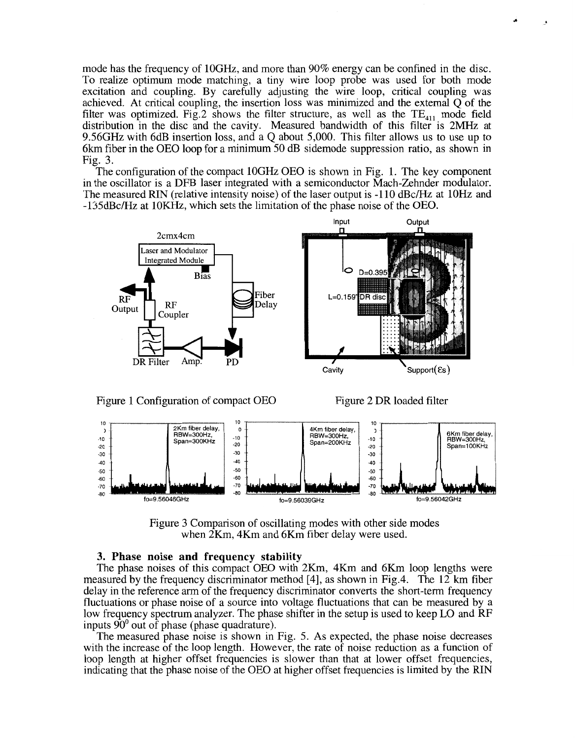mode has the frequency of 10GHz, and more than 90% energy can be confined in the disc. To realize optimum mode matching, a tiny wire loop probe was used for both mode excitation and coupling. By carefully adjusting the wire loop, critical coupling was achieved. At critical coupling, the insertion loss was minimized and the external Q of the filter was optimized. Fig.2 shows the filter structure, as well as the $TE_{411}$ mode field distribution in the disc and the cavity. Measured bandwidth of this filter is 2MHz at 9.56GHz with 6dB insertion loss, and a Q about 5,000. This filter allows us to use up to 6km fiber in the OEO loop for a minimum 50 dB sidemode suppression ratio, as shown in Fig. 3.

The configuration of the compact 10GHz OEO is shown in Fig. 1. The key component in the oscillator is a DFB laser integrated with a semiconductor Mach-Zehnder modulator. The measured RIN (relative intensity noise) of the laser output is -110 dBc/Hz at 10Hz and -135dBc/Hz at 10KHz, which sets the limitation of the phase noise of the OEO.

Figure 1 Configuration of compact OEO

Figure 2 DR loaded filter

Figure 3 Comparison of oscillating modes with other side modes when 2Km, 4Km and 6Km fiber delay were used.

## 3. Phase noise and frequency stability

The phase noises of this compact OEO with 2Km, 4Km and 6Km loop lengths were measured by the frequency discriminator method [4], as shown in Fig.4. The 12 km fiber delay in the reference arm of the frequency discriminator converts the short-term frequency fluctuations or phase noise of a source into voltage fluctuations that can be measured by a low frequency spectrum analyzer. The phase shifter in the setup is used to keep LO and RF inputs $90^0$ out of phase (phase quadrature).

The measured phase noise is shown in Fig. 5. As expected, the phase noise decreases with the increase of the loop length. However, the rate of noise reduction as a function of loop length at higher offset frequencies is slower than that at lower offset frequencies, indicating that the phase noise of the OEO at higher offset frequencies is limited by the RIN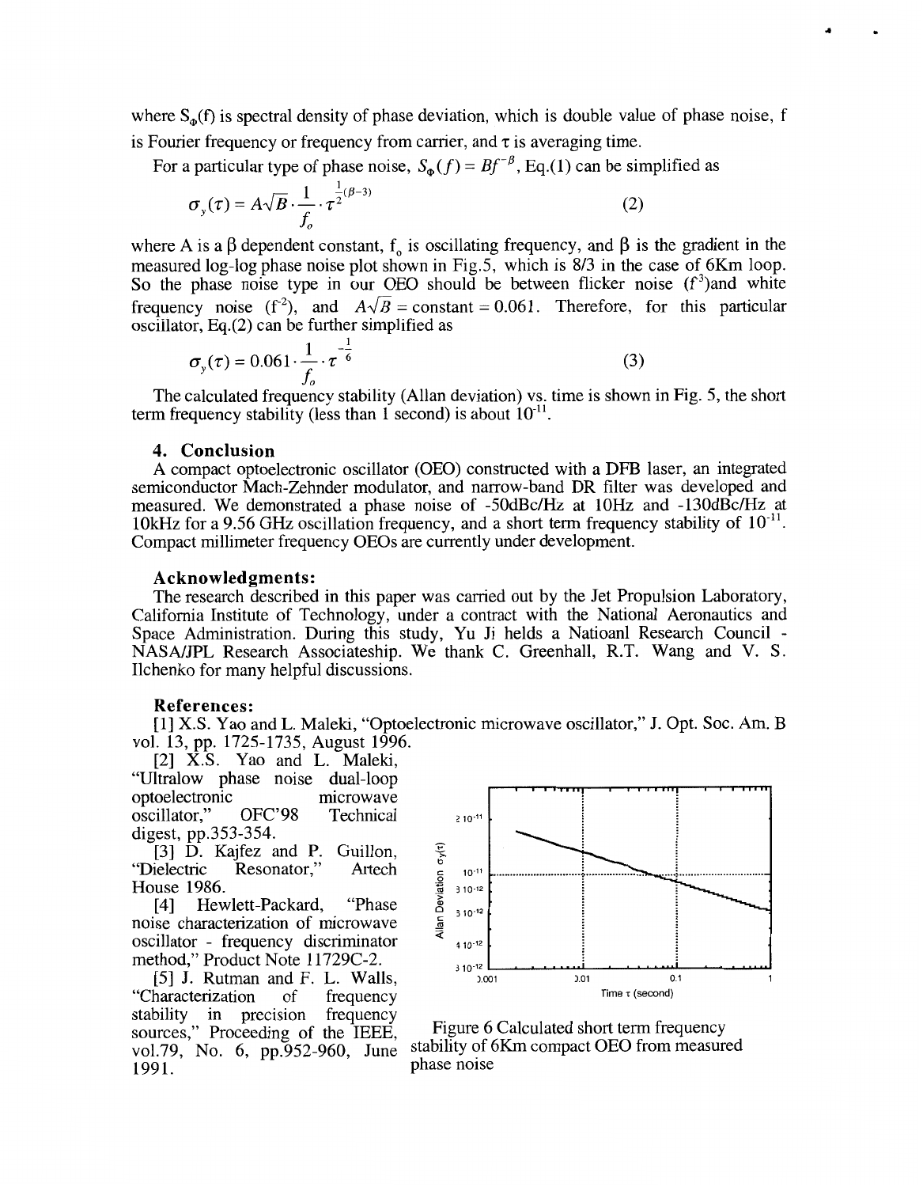where $S_\Phi(f)$ is spectral density of phase deviation, which is double value of phase noise, f is Fourier frequency or frequency from carrier, and $\tau$ is averaging time.

For a particular type of phase noise, $S_\Phi(f) = Bf^{-\beta}$, Eq.(1) can be simplified as

$$\sigma_y(\tau) = A\sqrt{B} \cdot \frac{1}{f_o} \cdot \tau^{\frac{1}{2}(\beta-3)} \tag{2}$$

where A is a $\beta$ dependent constant, $f_o$ is oscillating frequency, and $\beta$ is the gradient in the measured log-log phase noise plot shown in Fig.5, which is 8/3 in the case of 6Km loop. So the phase noise type in our OEO should be between flicker noise ($f^{-3}$)and white frequency noise ($f^{-2}$), and $A\sqrt{B} = \text{constant} = 0.061$. Therefore, for this particular oscillator, Eq.(2) can be further simplified as

$$\sigma_y(\tau) = 0.061 \cdot \frac{1}{f_o} \cdot \tau^{-\frac{1}{6}} \tag{3}$$

The calculated frequency stability (Allan deviation) vs. time is shown in Fig. 5, the short term frequency stability (less than 1 second) is about $10^{-11}$.

## 4. Conclusion

A compact optoelectronic oscillator (OEO) constructed with a DFB laser, an integrated semiconductor Mach-Zehnder modulator, and narrow-band DR filter was developed and measured. We demonstrated a phase noise of -50dBc/Hz at 10Hz and -130dBc/Hz at 10kHz for a 9.56 GHz oscillation frequency, and a short term frequency stability of $10^{-11}$. Compact millimeter frequency OEOs are currently under development.

### Acknowledgments:

The research described in this paper was carried out by the Jet Propulsion Laboratory, California Institute of Technology, under a contract with the National Aeronautics and Space Administration. During this study, Yu Ji helds a Natioanl Research Council - NASA/JPL Research Associateship. We thank C. Greenhall, R.T. Wang and V. S. Ilchenko for many helpful discussions.

### References:

[1] X.S. Yao and L. Maleki, "Optoelectronic microwave oscillator," J. Opt. Soc. Am. B vol. 13, pp. 1725-1735, August 1996.

[2] X.S. Yao and L. Maleki, "Ultralow phase noise dual-loop optoelectronic microwave oscillator," OFC'98 Technical digest, pp.353-354.

[3] D. Kajfez and P. Guillon, "Dielectric Resonator," Artech House 1986.

[4] Hewlett-Packard, "Phase noise characterization of microwave oscillator - frequency discriminator method," Product Note 11729C-2.

[5] J. Rutman and F. L. Walls, "Characterization of frequency stability in precision frequency sources," Proceeding of the IEEE, vol.79, No. 6, pp.952-960, June 1991.

Figure 6 Calculated short term frequency stability of 6Km compact OEO from measured phase noise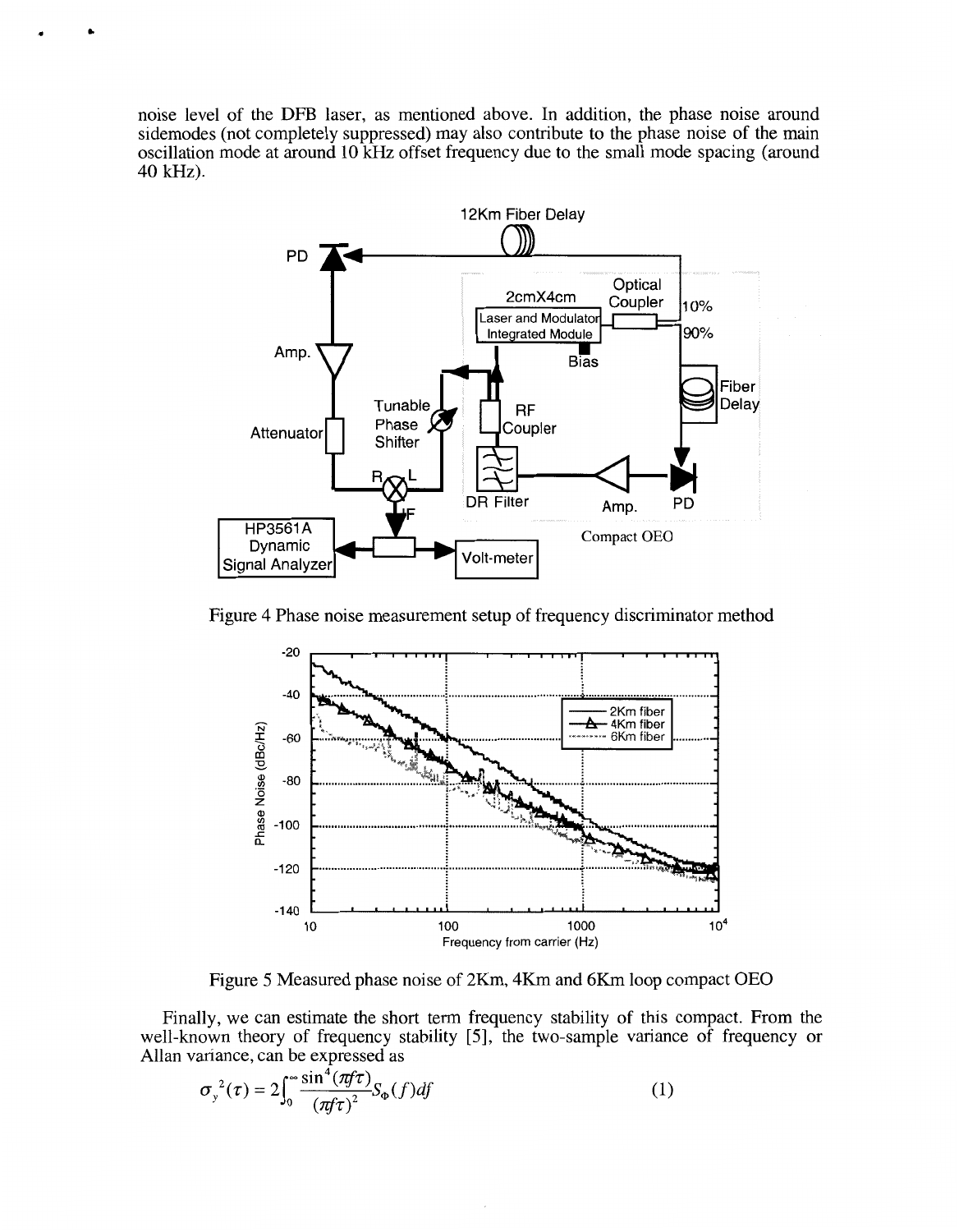noise level of the DFB laser, as mentioned above. In addition, the phase noise around sidemodes (not completely suppressed) may also contribute to the phase noise of the main oscillation mode at around 10 kHz offset frequency due to the small mode spacing (around 40 kHz).

12Km Fiber Delay

PD

Optical Coupler

2cmX4cm

Laser and Modulator Integrated Module

10%

90%

Bias

Amp.

Fiber Delay

Tunable Phase Shifter

RF Coupler

Attenuator

R L

F

DR Filter

Amp.

PD

Compact OEO

HP3561A Dynamic Signal Analyzer

Volt-meter

Figure 4 Phase noise measurement setup of frequency discriminator method

Phase Noise (dBc/Hz)

-20

-40

-60

-80

-100

-120

-140

10

100

1000

$10^4$

Frequency from carrier (Hz)

2Km fiber

4Km fiber

6Km fiber

Figure 5 Measured phase noise of 2Km, 4Km and 6Km loop compact OEO

Finally, we can estimate the short term frequency stability of this compact. From the well-known theory of frequency stability [5], the two-sample variance of frequency or Allan variance, can be expressed as

$$\sigma_y^2(\tau) = 2\int_0^{\infty} \frac{\sin^4(\pi f \tau)}{(\pi f \tau)^2} S_\Phi(f) df \qquad (1)$$